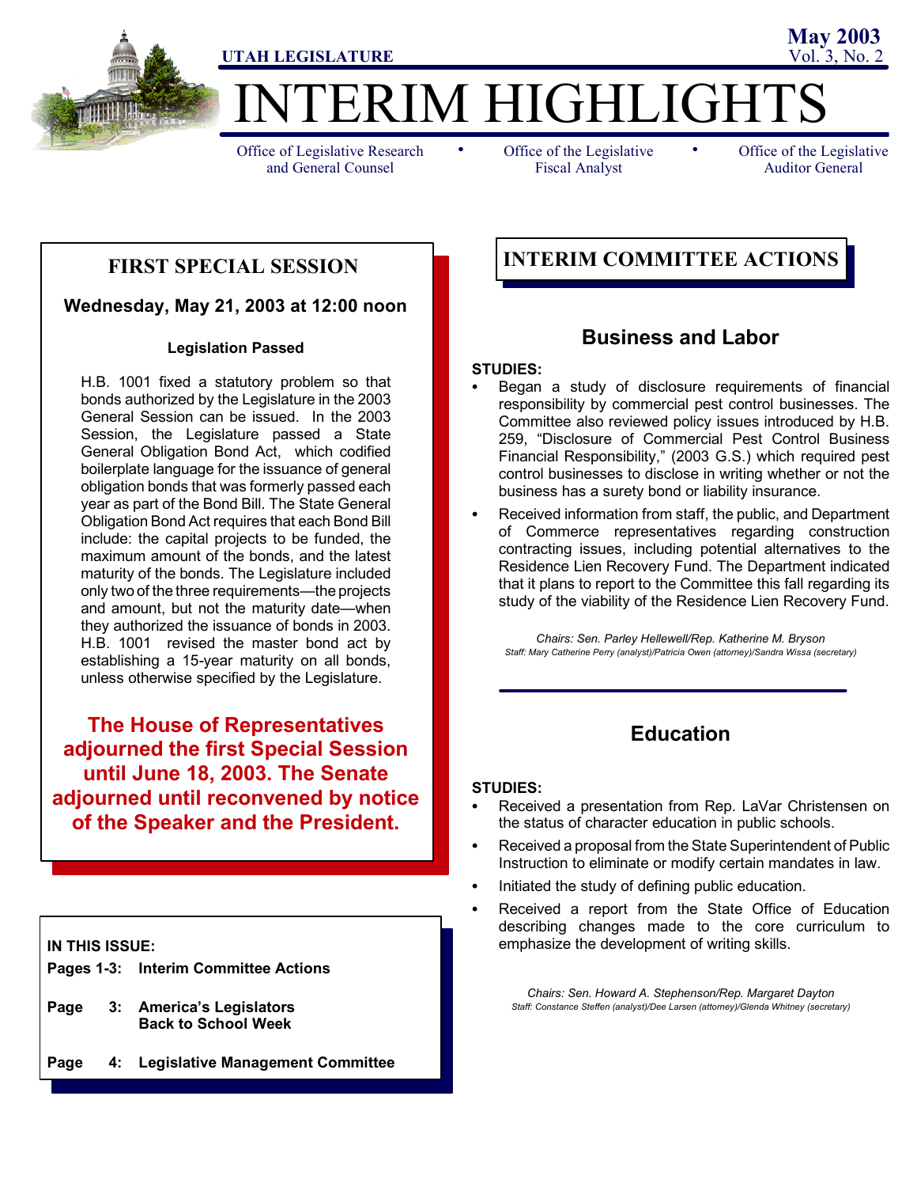UTAH LEGISLATURE

**May 2003**
Vol. 3, No. 2

# INTERIM HIGHLIGHTS

Office of Legislative Research and General Counsel • Office of the Legislative Fiscal Analyst • Office of the Legislative Auditor General

## FIRST SPECIAL SESSION

**Wednesday, May 21, 2003 at 12:00 noon**

**Legislation Passed**

H.B. 1001 fixed a statutory problem so that bonds authorized by the Legislature in the 2003 General Session can be issued. In the 2003 Session, the Legislature passed a State General Obligation Bond Act, which codified boilerplate language for the issuance of general obligation bonds that was formerly passed each year as part of the Bond Bill. The State General Obligation Bond Act requires that each Bond Bill include: the capital projects to be funded, the maximum amount of the bonds, and the latest maturity of the bonds. The Legislature included only two of the three requirements—the projects and amount, but not the maturity date—when they authorized the issuance of bonds in 2003. H.B. 1001 revised the master bond act by establishing a 15-year maturity on all bonds, unless otherwise specified by the Legislature.

**The House of Representatives adjourned the first Special Session until June 18, 2003. The Senate adjourned until reconvened by notice of the Speaker and the President.**

**IN THIS ISSUE:**

- **Pages 1-3: Interim Committee Actions**
- **Page 3: America's Legislators Back to School Week**
- **Page 4: Legislative Management Committee**

## INTERIM COMMITTEE ACTIONS

### Business and Labor

**STUDIES:**

- Began a study of disclosure requirements of financial responsibility by commercial pest control businesses. The Committee also reviewed policy issues introduced by H.B. 259, "Disclosure of Commercial Pest Control Business Financial Responsibility," (2003 G.S.) which required pest control businesses to disclose in writing whether or not the business has a surety bond or liability insurance.
- Received information from staff, the public, and Department of Commerce representatives regarding construction contracting issues, including potential alternatives to the Residence Lien Recovery Fund. The Department indicated that it plans to report to the Committee this fall regarding its study of the viability of the Residence Lien Recovery Fund.

*Chairs: Sen. Parley Hellewell/Rep. Katherine M. Bryson*
*Staff: Mary Catherine Perry (analyst)/Patricia Owen (attorney)/Sandra Wissa (secretary)*

### Education

**STUDIES:**

- Received a presentation from Rep. LaVar Christensen on the status of character education in public schools.
- Received a proposal from the State Superintendent of Public Instruction to eliminate or modify certain mandates in law.
- Initiated the study of defining public education.
- Received a report from the State Office of Education describing changes made to the core curriculum to emphasize the development of writing skills.

*Chairs: Sen. Howard A. Stephenson/Rep. Margaret Dayton*
*Staff: Constance Steffen (analyst)/Dee Larsen (attorney)/Glenda Whitney (secretary)*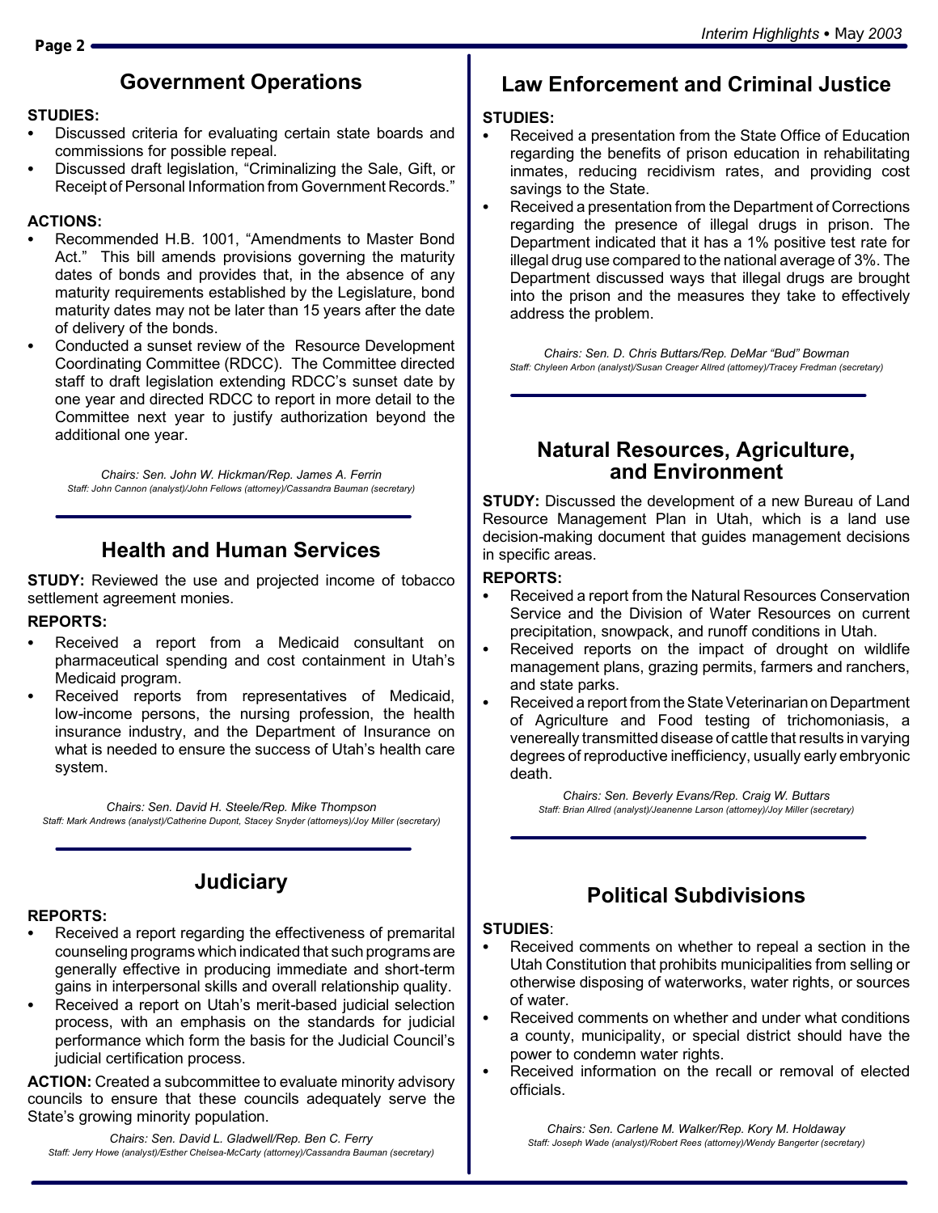## Government Operations

**STUDIES:**

- Discussed criteria for evaluating certain state boards and commissions for possible repeal.
- Discussed draft legislation, "Criminalizing the Sale, Gift, or Receipt of Personal Information from Government Records."

**ACTIONS:**

- Recommended H.B. 1001, "Amendments to Master Bond Act." This bill amends provisions governing the maturity dates of bonds and provides that, in the absence of any maturity requirements established by the Legislature, bond maturity dates may not be later than 15 years after the date of delivery of the bonds.
- Conducted a sunset review of the Resource Development Coordinating Committee (RDCC). The Committee directed staff to draft legislation extending RDCC's sunset date by one year and directed RDCC to report in more detail to the Committee next year to justify authorization beyond the additional one year.

*Chairs: Sen. John W. Hickman/Rep. James A. Ferrin*
*Staff: John Cannon (analyst)/John Fellows (attorney)/Cassandra Bauman (secretary)*

## Health and Human Services

**STUDY:** Reviewed the use and projected income of tobacco settlement agreement monies.

**REPORTS:**

- Received a report from a Medicaid consultant on pharmaceutical spending and cost containment in Utah's Medicaid program.
- Received reports from representatives of Medicaid, low-income persons, the nursing profession, the health insurance industry, and the Department of Insurance on what is needed to ensure the success of Utah's health care system.

*Chairs: Sen. David H. Steele/Rep. Mike Thompson*
*Staff: Mark Andrews (analyst)/Catherine Dupont, Stacey Snyder (attorneys)/Joy Miller (secretary)*

## Judiciary

**REPORTS:**

- Received a report regarding the effectiveness of premarital counseling programs which indicated that such programs are generally effective in producing immediate and short-term gains in interpersonal skills and overall relationship quality.
- Received a report on Utah's merit-based judicial selection process, with an emphasis on the standards for judicial performance which form the basis for the Judicial Council's judicial certification process.

**ACTION:** Created a subcommittee to evaluate minority advisory councils to ensure that these councils adequately serve the State's growing minority population.

*Chairs: Sen. David L. Gladwell/Rep. Ben C. Ferry*
*Staff: Jerry Howe (analyst)/Esther Chelsea-McCarty (attorney)/Cassandra Bauman (secretary)*

## Law Enforcement and Criminal Justice

**STUDIES:**

- Received a presentation from the State Office of Education regarding the benefits of prison education in rehabilitating inmates, reducing recidivism rates, and providing cost savings to the State.
- Received a presentation from the Department of Corrections regarding the presence of illegal drugs in prison. The Department indicated that it has a 1% positive test rate for illegal drug use compared to the national average of 3%. The Department discussed ways that illegal drugs are brought into the prison and the measures they take to effectively address the problem.

*Chairs: Sen. D. Chris Buttars/Rep. DeMar "Bud" Bowman*
*Staff: Chyleen Arbon (analyst)/Susan Creager Allred (attorney)/Tracey Fredman (secretary)*

## Natural Resources, Agriculture, and Environment

**STUDY:** Discussed the development of a new Bureau of Land Resource Management Plan in Utah, which is a land use decision-making document that guides management decisions in specific areas.

**REPORTS:**

- Received a report from the Natural Resources Conservation Service and the Division of Water Resources on current precipitation, snowpack, and runoff conditions in Utah.
- Received reports on the impact of drought on wildlife management plans, grazing permits, farmers and ranchers, and state parks.
- Received a report from the State Veterinarian on Department of Agriculture and Food testing of trichomoniasis, a venereally transmitted disease of cattle that results in varying degrees of reproductive inefficiency, usually early embryonic death.

*Chairs: Sen. Beverly Evans/Rep. Craig W. Buttars*
*Staff: Brian Allred (analyst)/Jeanenne Larson (attorney)/Joy Miller (secretary)*

## Political Subdivisions

**STUDIES**:

- Received comments on whether to repeal a section in the Utah Constitution that prohibits municipalities from selling or otherwise disposing of waterworks, water rights, or sources of water.
- Received comments on whether and under what conditions a county, municipality, or special district should have the power to condemn water rights.
- Received information on the recall or removal of elected officials.

*Chairs: Sen. Carlene M. Walker/Rep. Kory M. Holdaway*
*Staff: Joseph Wade (analyst)/Robert Rees (attorney)/Wendy Bangerter (secretary)*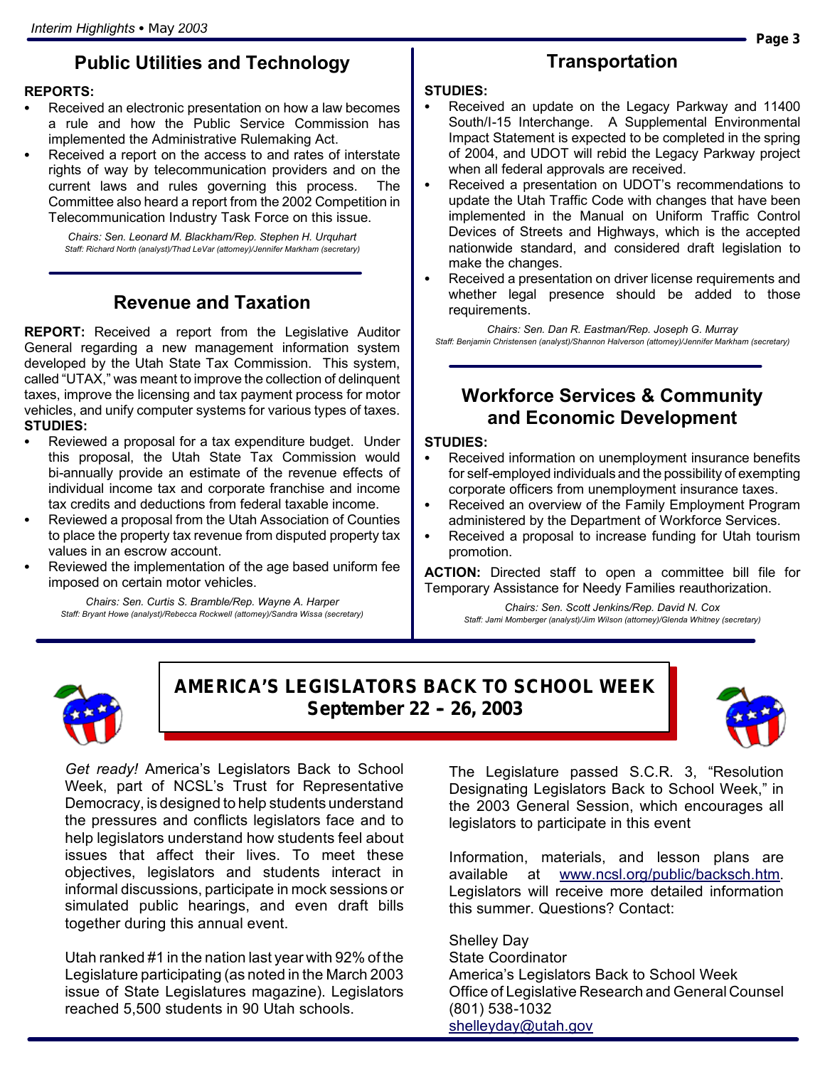## Public Utilities and Technology

**REPORTS:**

- Received an electronic presentation on how a law becomes a rule and how the Public Service Commission has implemented the Administrative Rulemaking Act.
- Received a report on the access to and rates of interstate rights of way by telecommunication providers and on the current laws and rules governing this process. The Committee also heard a report from the 2002 Competition in Telecommunication Industry Task Force on this issue.

*Chairs: Sen. Leonard M. Blackham/Rep. Stephen H. Urquhart*
*Staff: Richard North (analyst)/Thad LeVar (attorney)/Jennifer Markham (secretary)*

## Revenue and Taxation

**REPORT:** Received a report from the Legislative Auditor General regarding a new management information system developed by the Utah State Tax Commission. This system, called "UTAX," was meant to improve the collection of delinquent taxes, improve the licensing and tax payment process for motor vehicles, and unify computer systems for various types of taxes.

**STUDIES:**

- Reviewed a proposal for a tax expenditure budget. Under this proposal, the Utah State Tax Commission would bi-annually provide an estimate of the revenue effects of individual income tax and corporate franchise and income tax credits and deductions from federal taxable income.
- Reviewed a proposal from the Utah Association of Counties to place the property tax revenue from disputed property tax values in an escrow account.
- Reviewed the implementation of the age based uniform fee imposed on certain motor vehicles.

*Chairs: Sen. Curtis S. Bramble/Rep. Wayne A. Harper*
*Staff: Bryant Howe (analyst)/Rebecca Rockwell (attorney)/Sandra Wissa (secretary)*

## Transportation

**STUDIES:**

- Received an update on the Legacy Parkway and 11400 South/I-15 Interchange. A Supplemental Environmental Impact Statement is expected to be completed in the spring of 2004, and UDOT will rebid the Legacy Parkway project when all federal approvals are received.
- Received a presentation on UDOT's recommendations to update the Utah Traffic Code with changes that have been implemented in the Manual on Uniform Traffic Control Devices of Streets and Highways, which is the accepted nationwide standard, and considered draft legislation to make the changes.
- Received a presentation on driver license requirements and whether legal presence should be added to those requirements.

*Chairs: Sen. Dan R. Eastman/Rep. Joseph G. Murray*
*Staff: Benjamin Christensen (analyst)/Shannon Halverson (attorney)/Jennifer Markham (secretary)*

## Workforce Services & Community and Economic Development

**STUDIES:**

- Received information on unemployment insurance benefits for self-employed individuals and the possibility of exempting corporate officers from unemployment insurance taxes.
- Received an overview of the Family Employment Program administered by the Department of Workforce Services.
- Received a proposal to increase funding for Utah tourism promotion.

**ACTION:** Directed staff to open a committee bill file for Temporary Assistance for Needy Families reauthorization.

*Chairs: Sen. Scott Jenkins/Rep. David N. Cox*
*Staff: Jami Momberger (analyst)/Jim Wilson (attorney)/Glenda Whitney (secretary)*

## AMERICA'S LEGISLATORS BACK TO SCHOOL WEEK
## September 22 – 26, 2003

*Get ready!* America's Legislators Back to School Week, part of NCSL's Trust for Representative Democracy, is designed to help students understand the pressures and conflicts legislators face and to help legislators understand how students feel about issues that affect their lives. To meet these objectives, legislators and students interact in informal discussions, participate in mock sessions or simulated public hearings, and even draft bills together during this annual event.

Utah ranked #1 in the nation last year with 92% of the Legislature participating (as noted in the March 2003 issue of State Legislatures magazine). Legislators reached 5,500 students in 90 Utah schools.

The Legislature passed S.C.R. 3, "Resolution Designating Legislators Back to School Week," in the 2003 General Session, which encourages all legislators to participate in this event

Information, materials, and lesson plans are available at www.ncsl.org/public/backsch.htm. Legislators will receive more detailed information this summer. Questions? Contact:

Shelley Day
State Coordinator
America's Legislators Back to School Week
Office of Legislative Research and General Counsel
(801) 538-1032
shelleyday@utah.gov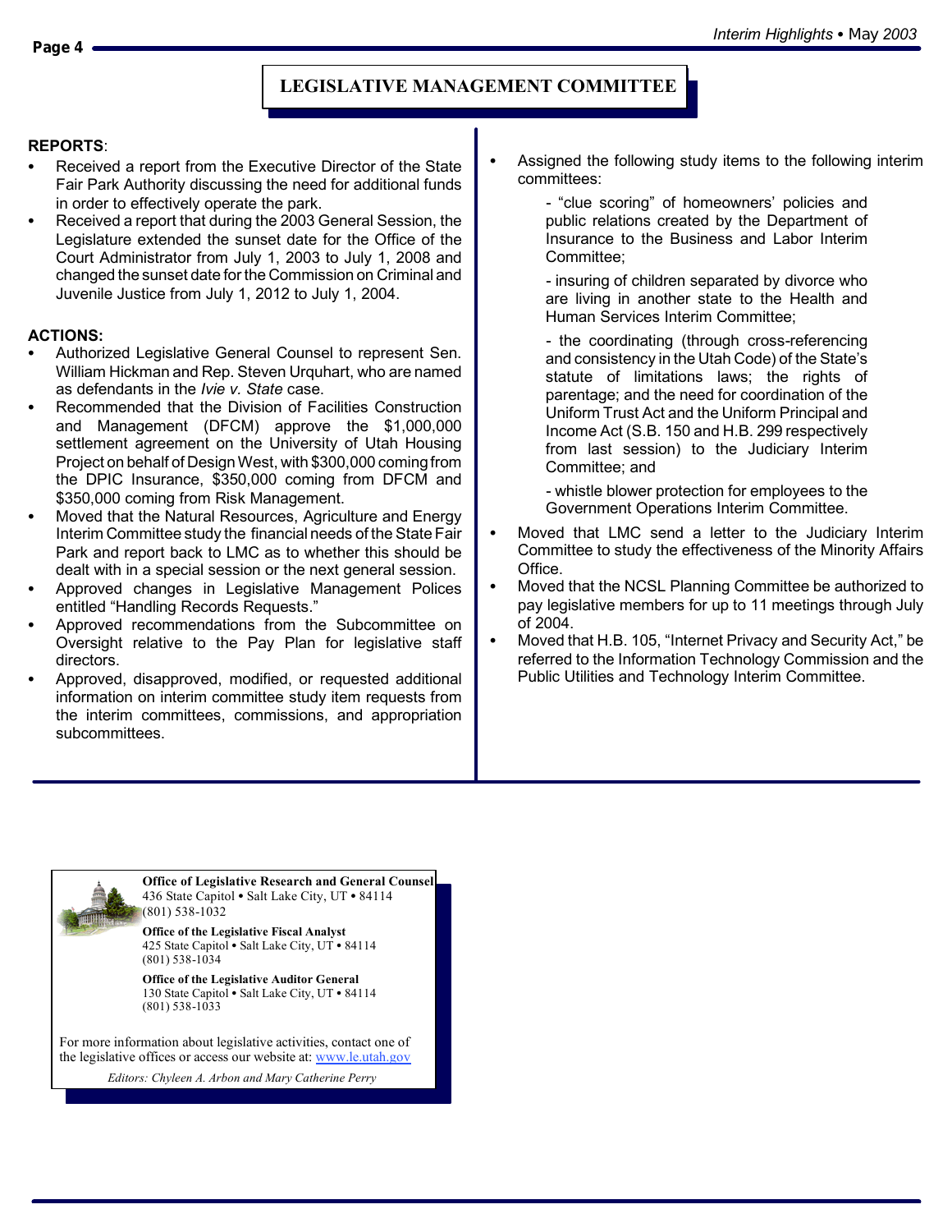## LEGISLATIVE MANAGEMENT COMMITTEE

**REPORTS**:

- Received a report from the Executive Director of the State Fair Park Authority discussing the need for additional funds in order to effectively operate the park.
- Received a report that during the 2003 General Session, the Legislature extended the sunset date for the Office of the Court Administrator from July 1, 2003 to July 1, 2008 and changed the sunset date for the Commission on Criminal and Juvenile Justice from July 1, 2012 to July 1, 2004.

**ACTIONS:**

- Authorized Legislative General Counsel to represent Sen. William Hickman and Rep. Steven Urquhart, who are named as defendants in the *Ivie v. State* case.
- Recommended that the Division of Facilities Construction and Management (DFCM) approve the $1,000,000 settlement agreement on the University of Utah Housing Project on behalf of Design West, with $300,000 coming from the DPIC Insurance, $350,000 coming from DFCM and $350,000 coming from Risk Management.
- Moved that the Natural Resources, Agriculture and Energy Interim Committee study the financial needs of the State Fair Park and report back to LMC as to whether this should be dealt with in a special session or the next general session.
- Approved changes in Legislative Management Polices entitled "Handling Records Requests."
- Approved recommendations from the Subcommittee on Oversight relative to the Pay Plan for legislative staff directors.
- Approved, disapproved, modified, or requested additional information on interim committee study item requests from the interim committees, commissions, and appropriation subcommittees.
- Assigned the following study items to the following interim committees:

  - "clue scoring" of homeowners' policies and public relations created by the Department of Insurance to the Business and Labor Interim Committee;

  - insuring of children separated by divorce who are living in another state to the Health and Human Services Interim Committee;

  - the coordinating (through cross-referencing and consistency in the Utah Code) of the State's statute of limitations laws; the rights of parentage; and the need for coordination of the Uniform Trust Act and the Uniform Principal and Income Act (S.B. 150 and H.B. 299 respectively from last session) to the Judiciary Interim Committee; and

  - whistle blower protection for employees to the Government Operations Interim Committee.
- Moved that LMC send a letter to the Judiciary Interim Committee to study the effectiveness of the Minority Affairs Office.
- Moved that the NCSL Planning Committee be authorized to pay legislative members for up to 11 meetings through July of 2004.
- Moved that H.B. 105, "Internet Privacy and Security Act," be referred to the Information Technology Commission and the Public Utilities and Technology Interim Committee.

---

**Office of Legislative Research and General Counsel**
436 State Capitol • Salt Lake City, UT • 84114
(801) 538-1032

**Office of the Legislative Fiscal Analyst**
425 State Capitol • Salt Lake City, UT • 84114
(801) 538-1034

**Office of the Legislative Auditor General**
130 State Capitol • Salt Lake City, UT • 84114
(801) 538-1033

For more information about legislative activities, contact one of the legislative offices or access our website at: www.le.utah.gov

*Editors: Chyleen A. Arbon and Mary Catherine Perry*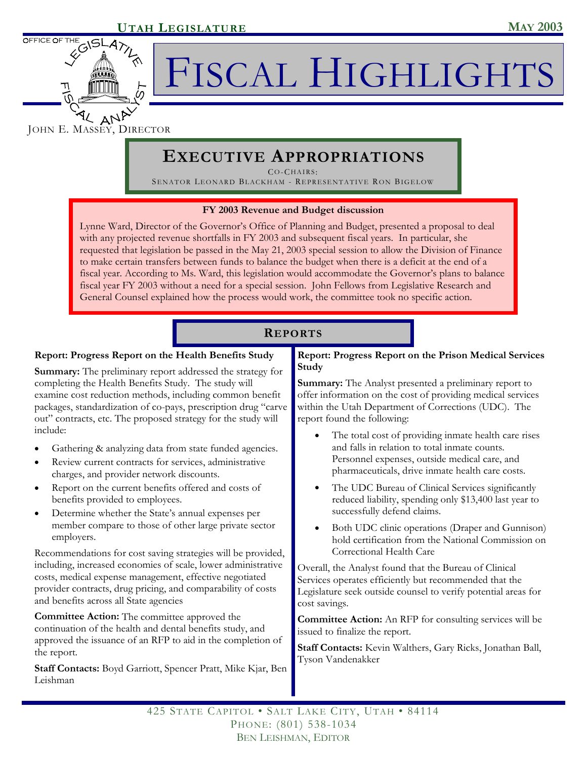# Executive Appropriations

Co-Chairs:
Senator Leonard Blackham - Representative Ron Bigelow

**FY 2003 Revenue and Budget discussion**

Lynne Ward, Director of the Governor's Office of Planning and Budget, presented a proposal to deal with any projected revenue shortfalls in FY 2003 and subsequent fiscal years. In particular, she requested that legislation be passed in the May 21, 2003 special session to allow the Division of Finance to make certain transfers between funds to balance the budget when there is a deficit at the end of a fiscal year. According to Ms. Ward, this legislation would accommodate the Governor's plans to balance fiscal year FY 2003 without a need for a special session. John Fellows from Legislative Research and General Counsel explained how the process would work, the committee took no specific action.

## Reports

**Report: Progress Report on the Health Benefits Study**

**Summary:** The preliminary report addressed the strategy for completing the Health Benefits Study. The study will examine cost reduction methods, including common benefit packages, standardization of co-pays, prescription drug "carve out" contracts, etc. The proposed strategy for the study will include:

- Gathering & analyzing data from state funded agencies.
- Review current contracts for services, administrative charges, and provider network discounts.
- Report on the current benefits offered and costs of benefits provided to employees.
- Determine whether the State's annual expenses per member compare to those of other large private sector employers.

Recommendations for cost saving strategies will be provided, including, increased economies of scale, lower administrative costs, medical expense management, effective negotiated provider contracts, drug pricing, and comparability of costs and benefits across all State agencies

**Committee Action:** The committee approved the continuation of the health and dental benefits study, and approved the issuance of an RFP to aid in the completion of the report.

**Staff Contacts:** Boyd Garriott, Spencer Pratt, Mike Kjar, Ben Leishman

**Report: Progress Report on the Prison Medical Services Study**

**Summary:** The Analyst presented a preliminary report to offer information on the cost of providing medical services within the Utah Department of Corrections (UDC). The report found the following:

- The total cost of providing inmate health care rises and falls in relation to total inmate counts. Personnel expenses, outside medical care, and pharmaceuticals, drive inmate health care costs.
- The UDC Bureau of Clinical Services significantly reduced liability, spending only $13,400 last year to successfully defend claims.
- Both UDC clinic operations (Draper and Gunnison) hold certification from the National Commission on Correctional Health Care

Overall, the Analyst found that the Bureau of Clinical Services operates efficiently but recommended that the Legislature seek outside counsel to verify potential areas for cost savings.

**Committee Action:** An RFP for consulting services will be issued to finalize the report.

**Staff Contacts:** Kevin Walthers, Gary Ricks, Jonathan Ball, Tyson Vandenakker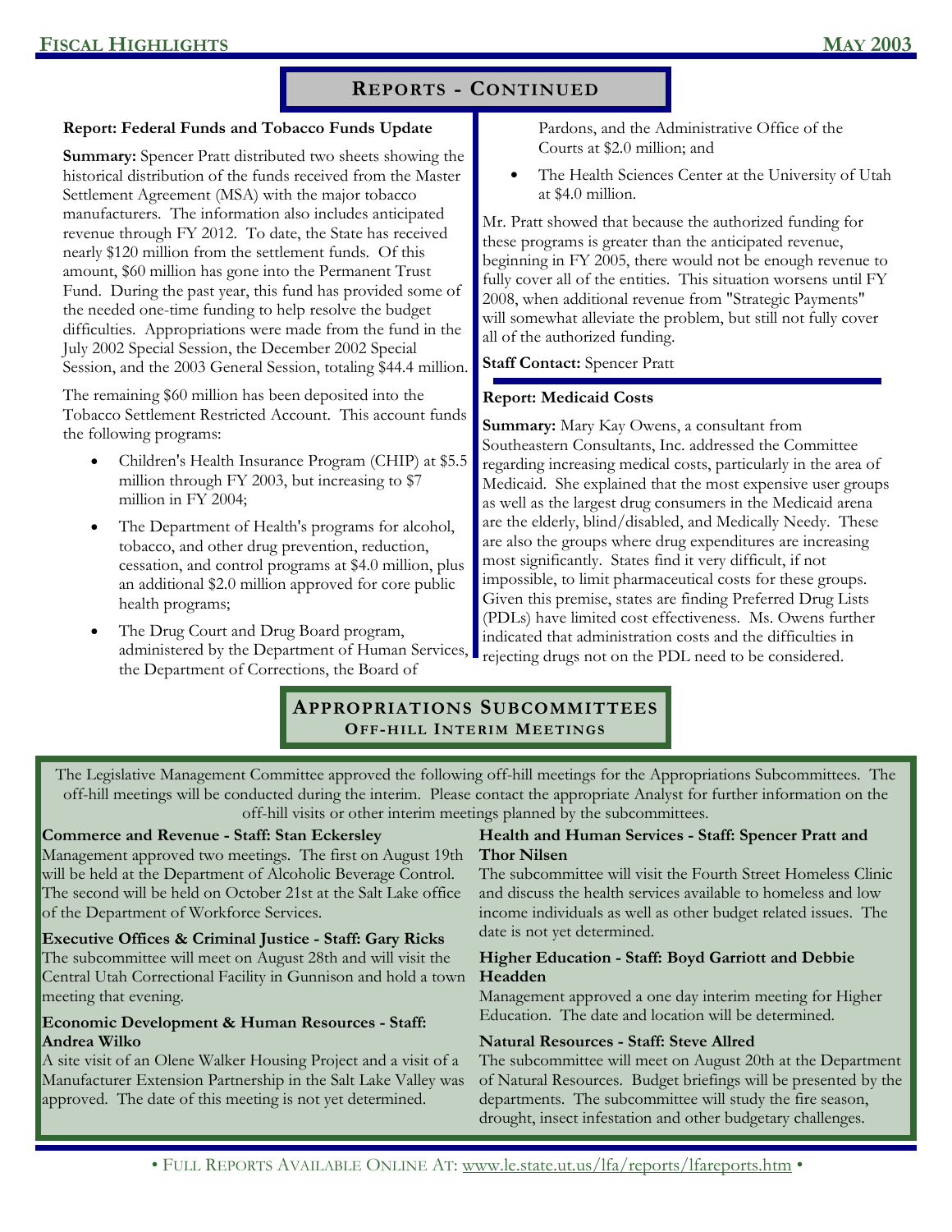## REPORTS - CONTINUED

**Report: Federal Funds and Tobacco Funds Update**

**Summary:** Spencer Pratt distributed two sheets showing the historical distribution of the funds received from the Master Settlement Agreement (MSA) with the major tobacco manufacturers. The information also includes anticipated revenue through FY 2012. To date, the State has received nearly $120 million from the settlement funds. Of this amount, $60 million has gone into the Permanent Trust Fund. During the past year, this fund has provided some of the needed one-time funding to help resolve the budget difficulties. Appropriations were made from the fund in the July 2002 Special Session, the December 2002 Special Session, and the 2003 General Session, totaling $44.4 million.

The remaining $60 million has been deposited into the Tobacco Settlement Restricted Account. This account funds the following programs:

- Children's Health Insurance Program (CHIP) at $5.5 million through FY 2003, but increasing to $7 million in FY 2004;
- The Department of Health's programs for alcohol, tobacco, and other drug prevention, reduction, cessation, and control programs at $4.0 million, plus an additional $2.0 million approved for core public health programs;
- The Drug Court and Drug Board program, administered by the Department of Human Services, the Department of Corrections, the Board of Pardons, and the Administrative Office of the Courts at $2.0 million; and
- The Health Sciences Center at the University of Utah at $4.0 million.

Mr. Pratt showed that because the authorized funding for these programs is greater than the anticipated revenue, beginning in FY 2005, there would not be enough revenue to fully cover all of the entities. This situation worsens until FY 2008, when additional revenue from "Strategic Payments" will somewhat alleviate the problem, but still not fully cover all of the authorized funding.

**Staff Contact:** Spencer Pratt

**Report: Medicaid Costs**

**Summary:** Mary Kay Owens, a consultant from Southeastern Consultants, Inc. addressed the Committee regarding increasing medical costs, particularly in the area of Medicaid. She explained that the most expensive user groups as well as the largest drug consumers in the Medicaid arena are the elderly, blind/disabled, and Medically Needy. These are also the groups where drug expenditures are increasing most significantly. States find it very difficult, if not impossible, to limit pharmaceutical costs for these groups. Given this premise, states are finding Preferred Drug Lists (PDLs) have limited cost effectiveness. Ms. Owens further indicated that administration costs and the difficulties in rejecting drugs not on the PDL need to be considered.

## APPROPRIATIONS SUBCOMMITTEES
### OFF-HILL INTERIM MEETINGS

The Legislative Management Committee approved the following off-hill meetings for the Appropriations Subcommittees. The off-hill meetings will be conducted during the interim. Please contact the appropriate Analyst for further information on the off-hill visits or other interim meetings planned by the subcommittees.

**Commerce and Revenue - Staff: Stan Eckersley**
Management approved two meetings. The first on August 19th will be held at the Department of Alcoholic Beverage Control. The second will be held on October 21st at the Salt Lake office of the Department of Workforce Services.

**Executive Offices & Criminal Justice - Staff: Gary Ricks**
The subcommittee will meet on August 28th and will visit the Central Utah Correctional Facility in Gunnison and hold a town meeting that evening.

**Economic Development & Human Resources - Staff: Andrea Wilko**
A site visit of an Olene Walker Housing Project and a visit of a Manufacturer Extension Partnership in the Salt Lake Valley was approved. The date of this meeting is not yet determined.

**Health and Human Services - Staff: Spencer Pratt and Thor Nilsen**
The subcommittee will visit the Fourth Street Homeless Clinic and discuss the health services available to homeless and low income individuals as well as other budget related issues. The date is not yet determined.

**Higher Education - Staff: Boyd Garriott and Debbie Headden**
Management approved a one day interim meeting for Higher Education. The date and location will be determined.

**Natural Resources - Staff: Steve Allred**
The subcommittee will meet on August 20th at the Department of Natural Resources. Budget briefings will be presented by the departments. The subcommittee will study the fire season, drought, insect infestation and other budgetary challenges.

• FULL REPORTS AVAILABLE ONLINE AT: www.le.state.ut.us/lfa/reports/lfareports.htm •